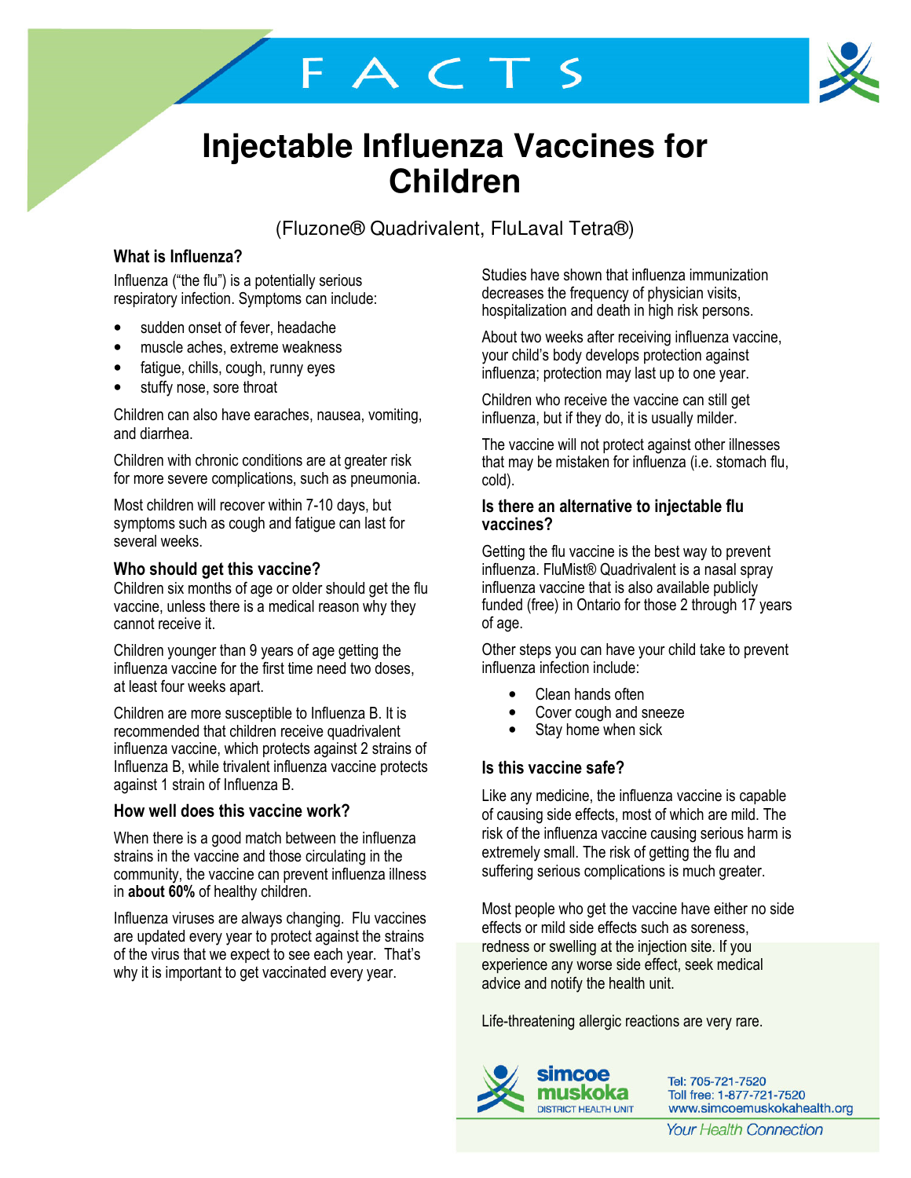FACTS

# Injectable Influenza Vaccines for Children

(Fluzone® Quadrivalent, FluLaval Tetra®)

## What is Influenza?

Influenza ("the flu") is a potentially serious respiratory infection. Symptoms can include:

- sudden onset of fever, headache
- muscle aches, extreme weakness
- fatigue, chills, cough, runny eyes
- stuffy nose, sore throat

Children can also have earaches, nausea, vomiting, and diarrhea.

Children with chronic conditions are at greater risk for more severe complications, such as pneumonia.

Most children will recover within 7-10 days, but symptoms such as cough and fatigue can last for several weeks.

## Who should get this vaccine?

Children six months of age or older should get the flu vaccine, unless there is a medical reason why they cannot receive it.

Children younger than 9 years of age getting the influenza vaccine for the first time need two doses, at least four weeks apart.

Children are more susceptible to Influenza B. It is recommended that children receive quadrivalent influenza vaccine, which protects against 2 strains of Influenza B, while trivalent influenza vaccine protects against 1 strain of Influenza B.

## How well does this vaccine work?

When there is a good match between the influenza strains in the vaccine and those circulating in the community, the vaccine can prevent influenza illness in **about 60%** of healthy children.

Influenza viruses are always changing. Flu vaccines are updated every year to protect against the strains of the virus that we expect to see each year. That's why it is important to get vaccinated every year.

Studies have shown that influenza immunization decreases the frequency of physician visits, hospitalization and death in high risk persons.

About two weeks after receiving influenza vaccine, your child's body develops protection against influenza; protection may last up to one year.

Children who receive the vaccine can still get influenza, but if they do, it is usually milder.

The vaccine will not protect against other illnesses that may be mistaken for influenza (i.e. stomach flu, cold).

## Is there an alternative to injectable flu vaccines?

Getting the flu vaccine is the best way to prevent influenza. FluMist® Quadrivalent is a nasal spray influenza vaccine that is also available publicly funded (free) in Ontario for those 2 through 17 years of age.

Other steps you can have your child take to prevent influenza infection include:

- Clean hands often
- Cover cough and sneeze
- Stay home when sick

## Is this vaccine safe?

Like any medicine, the influenza vaccine is capable of causing side effects, most of which are mild. The risk of the influenza vaccine causing serious harm is extremely small. The risk of getting the flu and suffering serious complications is much greater.

Most people who get the vaccine have either no side effects or mild side effects such as soreness, redness or swelling at the injection site. If you experience any worse side effect, seek medical advice and notify the health unit.

Life-threatening allergic reactions are very rare.

simcoe muskoka DISTRICT HEALTH UNIT

Tel: 705-721-7520
Toll free: 1-877-721-7520
www.simcoemuskokahealth.org

*Your Health Connection*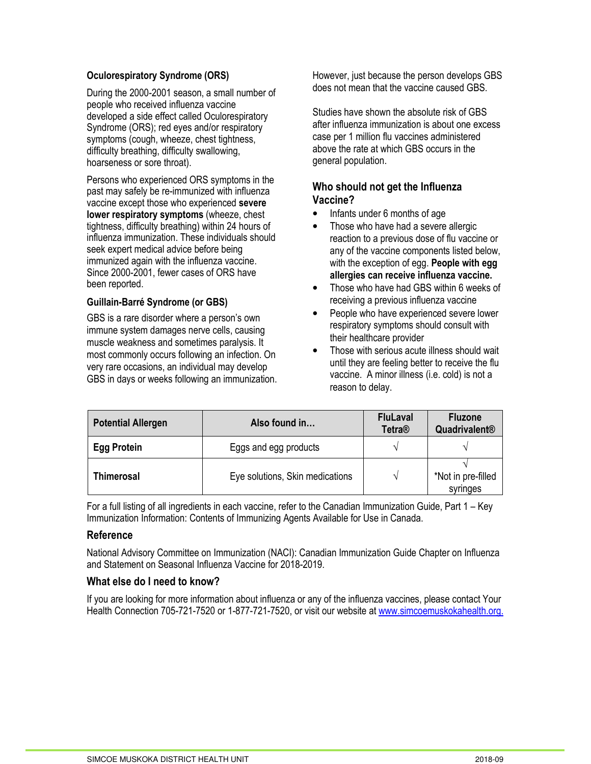### Oculorespiratory Syndrome (ORS)

During the 2000-2001 season, a small number of people who received influenza vaccine developed a side effect called Oculorespiratory Syndrome (ORS); red eyes and/or respiratory symptoms (cough, wheeze, chest tightness, difficulty breathing, difficulty swallowing, hoarseness or sore throat).

Persons who experienced ORS symptoms in the past may safely be re-immunized with influenza vaccine except those who experienced **severe lower respiratory symptoms** (wheeze, chest tightness, difficulty breathing) within 24 hours of influenza immunization. These individuals should seek expert medical advice before being immunized again with the influenza vaccine. Since 2000-2001, fewer cases of ORS have been reported.

### Guillain-Barré Syndrome (or GBS)

GBS is a rare disorder where a person's own immune system damages nerve cells, causing muscle weakness and sometimes paralysis. It most commonly occurs following an infection. On very rare occasions, an individual may develop GBS in days or weeks following an immunization. However, just because the person develops GBS does not mean that the vaccine caused GBS.

Studies have shown the absolute risk of GBS after influenza immunization is about one excess case per 1 million flu vaccines administered above the rate at which GBS occurs in the general population.

## Who should not get the Influenza Vaccine?

- Infants under 6 months of age
- Those who have had a severe allergic reaction to a previous dose of flu vaccine or any of the vaccine components listed below, with the exception of egg. **People with egg allergies can receive influenza vaccine.**
- Those who have had GBS within 6 weeks of receiving a previous influenza vaccine
- People who have experienced severe lower respiratory symptoms should consult with their healthcare provider
- Those with serious acute illness should wait until they are feeling better to receive the flu vaccine. A minor illness (i.e. cold) is not a reason to delay.

| Potential Allergen | Also found in… | FluLaval Tetra® | Fluzone Quadrivalent® |
| --- | --- | --- | --- |
| **Egg Protein** | Eggs and egg products | √ | √ |
| **Thimerosal** | Eye solutions, Skin medications | √ | √ *Not in pre-filled syringes |

For a full listing of all ingredients in each vaccine, refer to the Canadian Immunization Guide, Part 1 – Key Immunization Information: Contents of Immunizing Agents Available for Use in Canada.

## Reference

National Advisory Committee on Immunization (NACI): Canadian Immunization Guide Chapter on Influenza and Statement on Seasonal Influenza Vaccine for 2018-2019.

## What else do I need to know?

If you are looking for more information about influenza or any of the influenza vaccines, please contact Your Health Connection 705-721-7520 or 1-877-721-7520, or visit our website at www.simcoemuskokahealth.org.